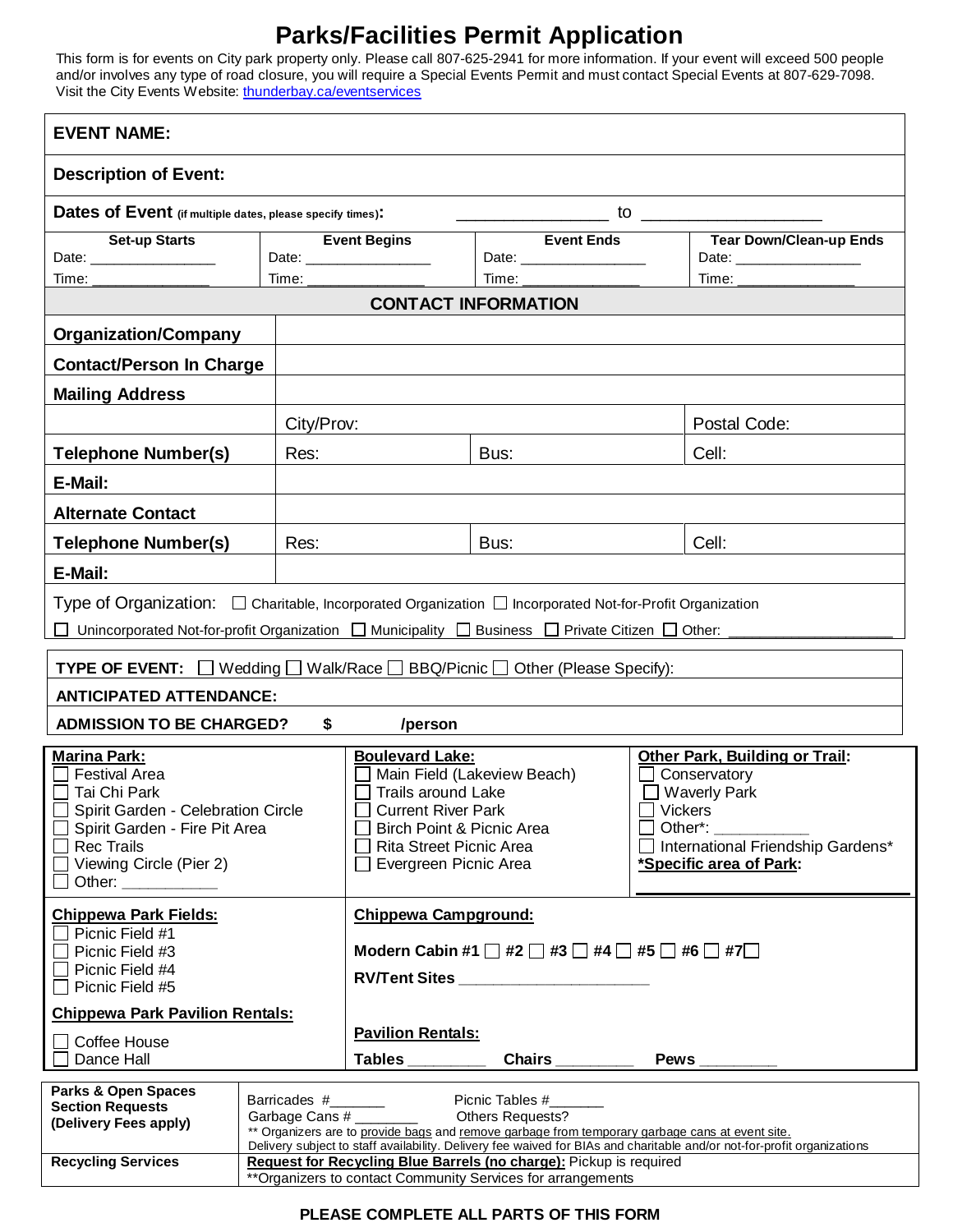# Parks/Facilities Permit Application

This form is for events on City park property only. Please call 807-625-2941 for more information. If your event will exceed 500 people and/or involves any type of road closure, you will require a Special Events Permit and must contact Special Events at 807-629-7098. Visit the City Events Website: thunderbay.ca/eventservices

**EVENT NAME:**

**Description of Event:**

**Dates of Event** (if multiple dates, please specify times)**:** ________________ to ____________________

| Set-up Starts | Event Begins | Event Ends | Tear Down/Clean-up Ends |
|---|---|---|---|
| Date: ______________ | Date: ______________ | Date: ______________ | Date: ______________ |
| Time: ______________ | Time: ______________ | Time: ______________ | Time: ______________ |

## CONTACT INFORMATION

| | | | |
|---|---|---|---|
| **Organization/Company** | | | |
| **Contact/Person In Charge** | | | |
| **Mailing Address** | | | |
| | City/Prov: | | Postal Code: |
| **Telephone Number(s)** | Res: | Bus: | Cell: |
| **E-Mail:** | | | |
| **Alternate Contact** | | | |
| **Telephone Number(s)** | Res: | Bus: | Cell: |
| **E-Mail:** | | | |

Type of Organization: ☐ Charitable, Incorporated Organization ☐ Incorporated Not-for-Profit Organization
☐ Unincorporated Not-for-profit Organization ☐ Municipality ☐ Business ☐ Private Citizen ☐ Other: ____________________

**TYPE OF EVENT:** ☐ Wedding ☐ Walk/Race ☐ BBQ/Picnic ☐ Other (Please Specify):

**ANTICIPATED ATTENDANCE:**

**ADMISSION TO BE CHARGED? $ /person**

**Marina Park:**
- ☐ Festival Area
- ☐ Tai Chi Park
- ☐ Spirit Garden - Celebration Circle
- ☐ Spirit Garden - Fire Pit Area
- ☐ Rec Trails
- ☐ Viewing Circle (Pier 2)
- ☐ Other: ___________

**Boulevard Lake:**
- ☐ Main Field (Lakeview Beach)
- ☐ Trails around Lake
- ☐ Current River Park
- ☐ Birch Point & Picnic Area
- ☐ Rita Street Picnic Area
- ☐ Evergreen Picnic Area

**Other Park, Building or Trail:**
- ☐ Conservatory
- ☐ Waverly Park
- ☐ Vickers
- ☐ Other*: ___________
- ☐ International Friendship Gardens*

**\*Specific area of Park:**

**Chippewa Park Fields:**
- ☐ Picnic Field #1
- ☐ Picnic Field #3
- ☐ Picnic Field #4
- ☐ Picnic Field #5

**Chippewa Park Pavilion Rentals:**
- ☐ Coffee House
- ☐ Dance Hall

**Chippewa Campground:**

**Modern Cabin #1** ☐ **#2** ☐ **#3** ☐ **#4** ☐ **#5** ☐ **#6** ☐ **#7** ☐

**RV/Tent Sites** ____________________

**Pavilion Rentals:**

**Tables** ________ **Chairs** ________ **Pews** ________

| | |
|---|---|
| **Parks & Open Spaces Section Requests (Delivery Fees apply)** | Barricades #______ Picnic Tables #______<br>Garbage Cans # ________ Others Requests?<br>** Organizers are to provide bags and remove garbage from temporary garbage cans at event site.<br>Delivery subject to staff availability. Delivery fee waived for BIAs and charitable and/or not-for-profit organizations |
| **Recycling Services** | **Request for Recycling Blue Barrels (no charge):** Pickup is required<br>**Organizers to contact Community Services for arrangements |

**PLEASE COMPLETE ALL PARTS OF THIS FORM**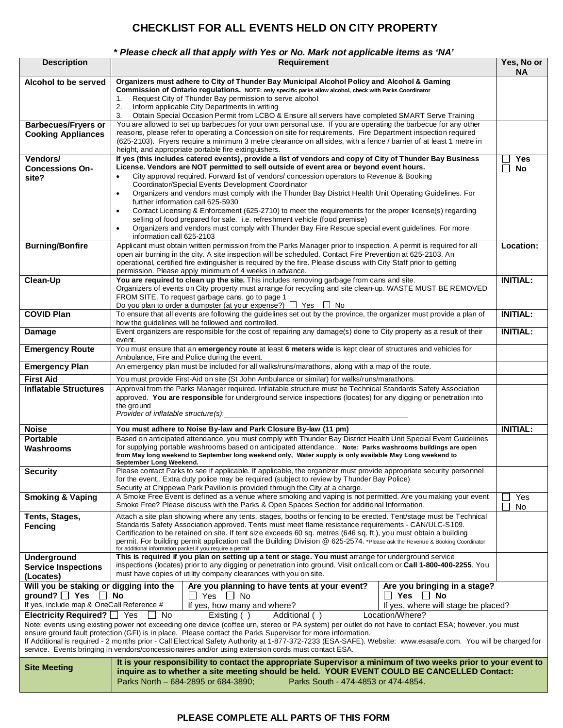# CHECKLIST FOR ALL EVENTS HELD ON CITY PROPERTY

***\* Please check all that apply with Yes or No. Mark not applicable items as 'NA'***

| Description | Requirement | Yes, No or NA |
|---|---|---|
| **Alcohol to be served** | **Organizers must adhere to City of Thunder Bay Municipal Alcohol Policy and Alcohol & Gaming Commission of Ontario regulations. NOTE: only specific parks allow alcohol, check with Parks Coordinator**<br>1. Request City of Thunder Bay permission to serve alcohol<br>2. Inform applicable City Departments in writing<br>3. Obtain Special Occasion Permit from LCBO & Ensure all servers have completed SMART Serve Training | |
| **Barbecues/Fryers or Cooking Appliances** | You are allowed to set up barbecues for your own personal use. If you are operating the barbecue for any other reasons, please refer to operating a Concession on site for requirements. Fire Department inspection required (625-2103). Fryers require a minimum 3 metre clearance on all sides, with a fence / barrier of at least 1 metre in height, and appropriate portable fire extinguishers. | |
| **Vendors/ Concessions On-site?** | **If yes (this includes catered events), provide a list of vendors and copy of City of Thunder Bay Business License. Vendors are NOT permitted to sell outside of event area or beyond event hours.**<br>• City approval required. Forward list of vendors/ concession operators to Revenue & Booking Coordinator/Special Events Development Coordinator<br>• Organizers and vendors must comply with the Thunder Bay District Health Unit Operating Guidelines. For further information call 625-5930<br>• Contact Licensing & Enforcement (625-2710) to meet the requirements for the proper license(s) regarding selling of food prepared for sale. i.e. refreshment vehicle (food premise)<br>• Organizers and vendors must comply with Thunder Bay Fire Rescue special event guidelines. For more information call 625-2103 | ☐ **Yes**<br>☐ **No** |
| **Burning/Bonfire** | Applicant must obtain written permission from the Parks Manager prior to inspection. A permit is required for all open air burning in the city. A site inspection will be scheduled. Contact Fire Prevention at 625-2103. An operational, certified fire extinguisher is required by the fire. Please discuss with City Staff prior to getting permission. Please apply minimum of 4 weeks in advance. | **Location:** |
| **Clean-Up** | **You are required to clean up the site.** This includes removing garbage from cans and site.<br>Organizers of events on City property must arrange for recycling and site clean-up. WASTE MUST BE REMOVED FROM SITE. To request garbage cans, go to page 1<br>Do you plan to order a dumpster (at your expense?) ☐ Yes ☐ No | **INITIAL:** |
| **COVID Plan** | To ensure that all events are following the guidelines set out by the province, the organizer must provide a plan of how the guidelines will be followed and controlled. | **INITIAL:** |
| **Damage** | Event organizers are responsible for the cost of repairing any damage(s) done to City property as a result of their event. | **INITIAL:** |
| **Emergency Route** | You must ensure that an **emergency route** at least **6 meters wide** is kept clear of structures and vehicles for Ambulance, Fire and Police during the event. | |
| **Emergency Plan** | An emergency plan must be included for all walks/runs/marathons, along with a map of the route. | |
| **First Aid** | You must provide First-Aid on site (St John Ambulance or similar) for walks/runs/marathons. | |
| **Inflatable Structures** | Approval from the Parks Manager required. Inflatable structure must be Technical Standards Safety Association approved. **You are responsible** for underground service inspections (locates) for any digging or penetration into the ground<br>*Provider of inflatable structure(s)*:___________________________________________ | |
| **Noise** | **You must adhere to Noise By-law and Park Closure By-law (11 pm)** | **INITIAL:** |
| **Portable Washrooms** | Based on anticipated attendance, you must comply with Thunder Bay District Health Unit Special Event Guidelines for supplying portable washrooms based on anticipated attendance.. **Note: Parks washrooms buildings are open from May long weekend to September long weekend only, Water supply is only available May Long weekend to September Long Weekend.** | |
| **Security** | Please contact Parks to see if applicable. If applicable, the organizer must provide appropriate security personnel for the event.. Extra duty police may be required (subject to review by Thunder Bay Police)<br>Security at Chippewa Park Pavilion is provided through the City at a charge. | |
| **Smoking & Vaping** | A Smoke Free Event is defined as a venue where smoking and vaping is not permitted. Are you making your event Smoke Free? Please discuss with the Parks & Open Spaces Section for additional Information. | ☐ Yes<br>☐ No |
| **Tents, Stages, Fencing** | Attach a site plan showing where any tents, stages, booths or fencing to be erected. Tent/stage must be Technical Standards Safety Association approved. Tents must meet flame resistance requirements - CAN/ULC-S109. Certification to be retained on site. If tent size exceeds 60 sq. metres (646 sq. ft.), you must obtain a building permit. For building permit application call the Building Division @ 625-2574. \*Please ask the Revenue & Booking Coordinator for additional information packet if you require a permit | |
| **Underground Service Inspections (Locates)** | **This is required if you plan on setting up a tent or stage. You must** arrange for underground service inspections (locates) prior to any digging or penetration into ground. Visit on1call.com or **Call 1-800-400-2255**. You must have copies of utility company clearances with you on site. | |

| **Will you be staking or digging into the ground?** ☐ **Yes** ☐ **No** | **Are you planning to have tents at your event?** ☐ Yes ☐ No | **Are you bringing in a stage?** ☐ **Yes** ☐ **No** |
|---|---|---|
| If yes, include map & OneCall Reference # | If yes, how many and where? | If yes, where will stage be placed? |

**Electricity Required?** ☐ Yes ☐ No Existing ( ) Additional ( ) Location/Where?

Note: events using existing power not exceeding one device (coffee urn, stereo or PA system) per outlet do not have to contact ESA; however, you must ensure ground fault protection (GFI) is in place. Please contact the Parks Supervisor for more information.
If Additional is required - 2 months prior - Call Electrical Safety Authority at 1-877-372-7233 (ESA-SAFE). Website: www.esasafe.com. You will be charged for service. Events bringing in vendors/concessionaires and/or using extension cords must contact ESA.

| **Site Meeting** | **It is your responsibility to contact the appropriate Supervisor a minimum of two weeks prior to your event to inquire as to whether a site meeting should be held. YOUR EVENT COULD BE CANCELLED Contact:**<br>Parks North – 684-2895 or 684-3890; Parks South - 474-4853 or 474-4854. |
|---|---|

**PLEASE COMPLETE ALL PARTS OF THIS FORM**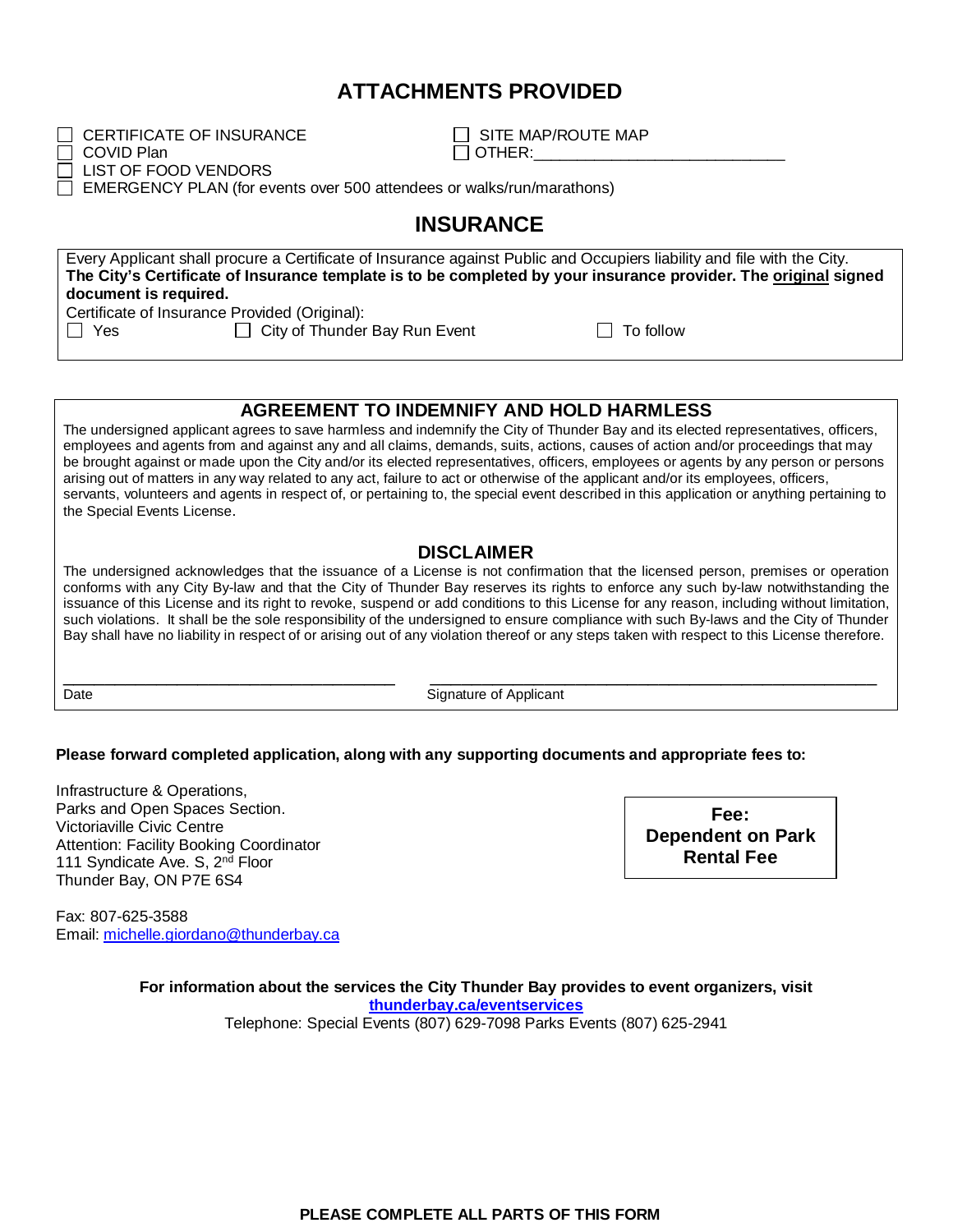## ATTACHMENTS PROVIDED

☐ CERTIFICATE OF INSURANCE
☐ COVID Plan
☐ LIST OF FOOD VENDORS
☐ EMERGENCY PLAN (for events over 500 attendees or walks/run/marathons)
☐ SITE MAP/ROUTE MAP
☐ OTHER:____________________________

## INSURANCE

Every Applicant shall procure a Certificate of Insurance against Public and Occupiers liability and file with the City. **The City's Certificate of Insurance template is to be completed by your insurance provider. The original signed document is required.**

Certificate of Insurance Provided (Original):

☐ Yes ☐ City of Thunder Bay Run Event ☐ To follow

## AGREEMENT TO INDEMNIFY AND HOLD HARMLESS

The undersigned applicant agrees to save harmless and indemnify the City of Thunder Bay and its elected representatives, officers, employees and agents from and against any and all claims, demands, suits, actions, causes of action and/or proceedings that may be brought against or made upon the City and/or its elected representatives, officers, employees or agents by any person or persons arising out of matters in any way related to any act, failure to act or otherwise of the applicant and/or its employees, officers, servants, volunteers and agents in respect of, or pertaining to, the special event described in this application or anything pertaining to the Special Events License.

## DISCLAIMER

The undersigned acknowledges that the issuance of a License is not confirmation that the licensed person, premises or operation conforms with any City By-law and that the City of Thunder Bay reserves its rights to enforce any such by-law notwithstanding the issuance of this License and its right to revoke, suspend or add conditions to this License for any reason, including without limitation, such violations. It shall be the sole responsibility of the undersigned to ensure compliance with such By-laws and the City of Thunder Bay shall have no liability in respect of or arising out of any violation thereof or any steps taken with respect to this License therefore.

______________________________ ______________________________
Date Signature of Applicant

**Please forward completed application, along with any supporting documents and appropriate fees to:**

Infrastructure & Operations,
Parks and Open Spaces Section.
Victoriaville Civic Centre
Attention: Facility Booking Coordinator
111 Syndicate Ave. S, 2nd Floor
Thunder Bay, ON P7E 6S4

Fax: 807-625-3588
Email: michelle.giordano@thunderbay.ca

**Fee: Dependent on Park Rental Fee**

**For information about the services the City Thunder Bay provides to event organizers, visit thunderbay.ca/eventservices**

Telephone: Special Events (807) 629-7098 Parks Events (807) 625-2941

**PLEASE COMPLETE ALL PARTS OF THIS FORM**